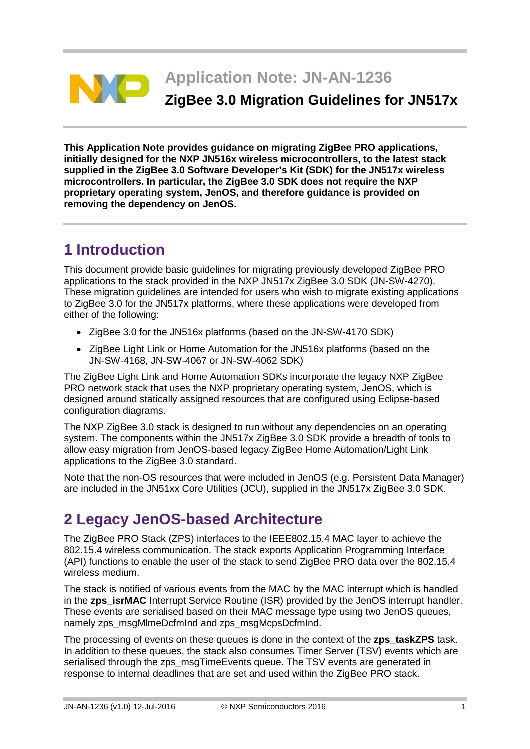# Application Note: JN-AN-1236

## ZigBee 3.0 Migration Guidelines for JN517x

**This Application Note provides guidance on migrating ZigBee PRO applications, initially designed for the NXP JN516x wireless microcontrollers, to the latest stack supplied in the ZigBee 3.0 Software Developer's Kit (SDK) for the JN517x wireless microcontrollers. In particular, the ZigBee 3.0 SDK does not require the NXP proprietary operating system, JenOS, and therefore guidance is provided on removing the dependency on JenOS.**

## 1 Introduction

This document provide basic guidelines for migrating previously developed ZigBee PRO applications to the stack provided in the NXP JN517x ZigBee 3.0 SDK (JN-SW-4270). These migration guidelines are intended for users who wish to migrate existing applications to ZigBee 3.0 for the JN517x platforms, where these applications were developed from either of the following:

- ZigBee 3.0 for the JN516x platforms (based on the JN-SW-4170 SDK)
- ZigBee Light Link or Home Automation for the JN516x platforms (based on the JN-SW-4168, JN-SW-4067 or JN-SW-4062 SDK)

The ZigBee Light Link and Home Automation SDKs incorporate the legacy NXP ZigBee PRO network stack that uses the NXP proprietary operating system, JenOS, which is designed around statically assigned resources that are configured using Eclipse-based configuration diagrams.

The NXP ZigBee 3.0 stack is designed to run without any dependencies on an operating system. The components within the JN517x ZigBee 3.0 SDK provide a breadth of tools to allow easy migration from JenOS-based legacy ZigBee Home Automation/Light Link applications to the ZigBee 3.0 standard.

Note that the non-OS resources that were included in JenOS (e.g. Persistent Data Manager) are included in the JN51xx Core Utilities (JCU), supplied in the JN517x ZigBee 3.0 SDK.

## 2 Legacy JenOS-based Architecture

The ZigBee PRO Stack (ZPS) interfaces to the IEEE802.15.4 MAC layer to achieve the 802.15.4 wireless communication. The stack exports Application Programming Interface (API) functions to enable the user of the stack to send ZigBee PRO data over the 802.15.4 wireless medium.

The stack is notified of various events from the MAC by the MAC interrupt which is handled in the **zps_isrMAC** Interrupt Service Routine (ISR) provided by the JenOS interrupt handler. These events are serialised based on their MAC message type using two JenOS queues, namely zps_msgMlmeDcfmInd and zps_msgMcpsDcfmInd.

The processing of events on these queues is done in the context of the **zps_taskZPS** task. In addition to these queues, the stack also consumes Timer Server (TSV) events which are serialised through the zps_msgTimeEvents queue. The TSV events are generated in response to internal deadlines that are set and used within the ZigBee PRO stack.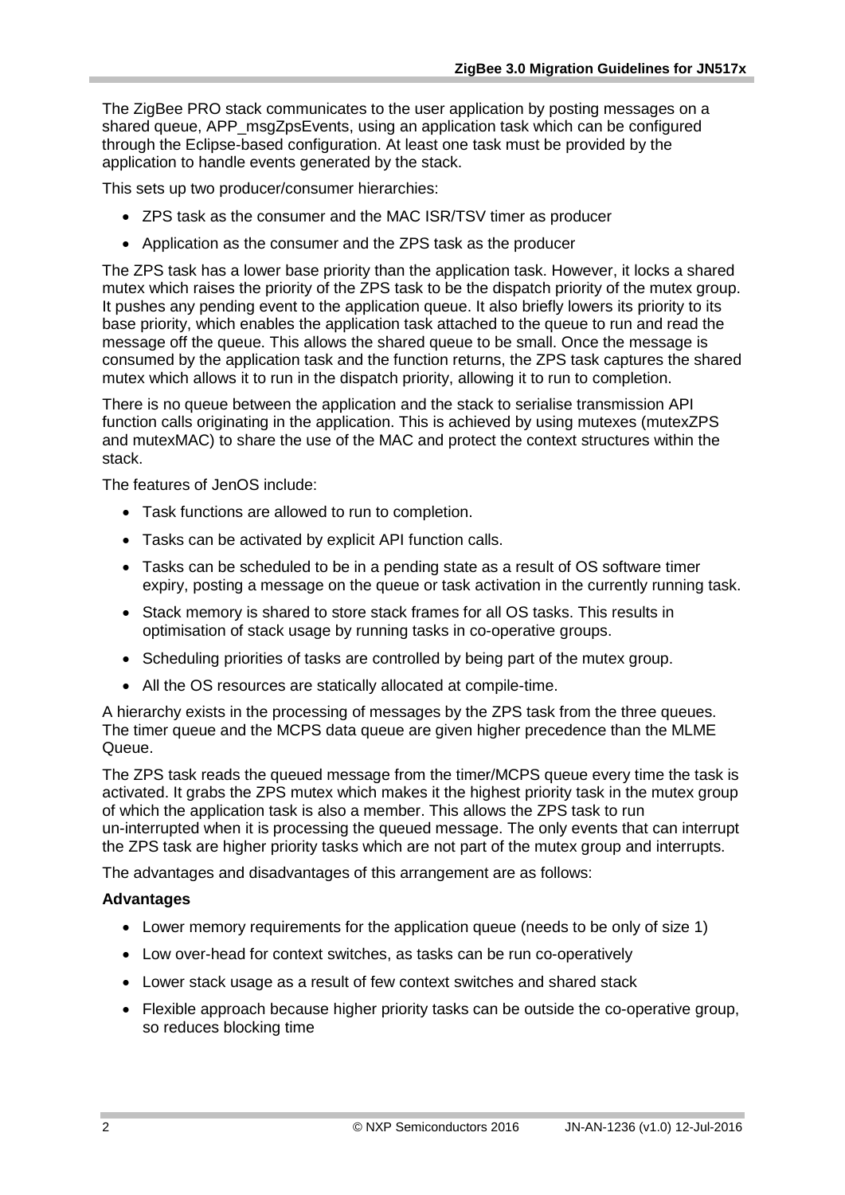The ZigBee PRO stack communicates to the user application by posting messages on a shared queue, APP_msgZpsEvents, using an application task which can be configured through the Eclipse-based configuration. At least one task must be provided by the application to handle events generated by the stack.

This sets up two producer/consumer hierarchies:

- ZPS task as the consumer and the MAC ISR/TSV timer as producer
- Application as the consumer and the ZPS task as the producer

The ZPS task has a lower base priority than the application task. However, it locks a shared mutex which raises the priority of the ZPS task to be the dispatch priority of the mutex group. It pushes any pending event to the application queue. It also briefly lowers its priority to its base priority, which enables the application task attached to the queue to run and read the message off the queue. This allows the shared queue to be small. Once the message is consumed by the application task and the function returns, the ZPS task captures the shared mutex which allows it to run in the dispatch priority, allowing it to run to completion.

There is no queue between the application and the stack to serialise transmission API function calls originating in the application. This is achieved by using mutexes (mutexZPS and mutexMAC) to share the use of the MAC and protect the context structures within the stack.

The features of JenOS include:

- Task functions are allowed to run to completion.
- Tasks can be activated by explicit API function calls.
- Tasks can be scheduled to be in a pending state as a result of OS software timer expiry, posting a message on the queue or task activation in the currently running task.
- Stack memory is shared to store stack frames for all OS tasks. This results in optimisation of stack usage by running tasks in co-operative groups.
- Scheduling priorities of tasks are controlled by being part of the mutex group.
- All the OS resources are statically allocated at compile-time.

A hierarchy exists in the processing of messages by the ZPS task from the three queues. The timer queue and the MCPS data queue are given higher precedence than the MLME Queue.

The ZPS task reads the queued message from the timer/MCPS queue every time the task is activated. It grabs the ZPS mutex which makes it the highest priority task in the mutex group of which the application task is also a member. This allows the ZPS task to run un-interrupted when it is processing the queued message. The only events that can interrupt the ZPS task are higher priority tasks which are not part of the mutex group and interrupts.

The advantages and disadvantages of this arrangement are as follows:

**Advantages**

- Lower memory requirements for the application queue (needs to be only of size 1)
- Low over-head for context switches, as tasks can be run co-operatively
- Lower stack usage as a result of few context switches and shared stack
- Flexible approach because higher priority tasks can be outside the co-operative group, so reduces blocking time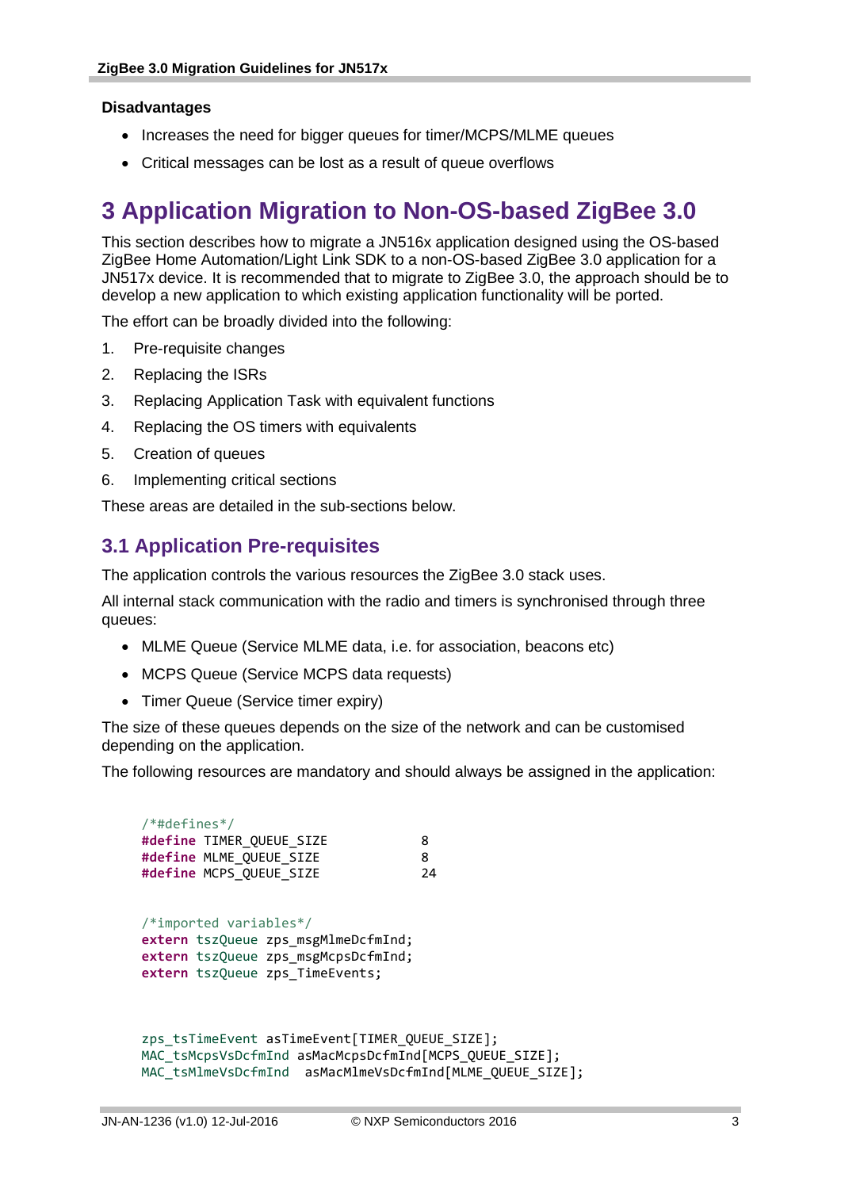**Disadvantages**

- Increases the need for bigger queues for timer/MCPS/MLME queues
- Critical messages can be lost as a result of queue overflows

# 3 Application Migration to Non-OS-based ZigBee 3.0

This section describes how to migrate a JN516x application designed using the OS-based ZigBee Home Automation/Light Link SDK to a non-OS-based ZigBee 3.0 application for a JN517x device. It is recommended that to migrate to ZigBee 3.0, the approach should be to develop a new application to which existing application functionality will be ported.

The effort can be broadly divided into the following:

1. Pre-requisite changes
2. Replacing the ISRs
3. Replacing Application Task with equivalent functions
4. Replacing the OS timers with equivalents
5. Creation of queues
6. Implementing critical sections

These areas are detailed in the sub-sections below.

## 3.1 Application Pre-requisites

The application controls the various resources the ZigBee 3.0 stack uses.

All internal stack communication with the radio and timers is synchronised through three queues:

- MLME Queue (Service MLME data, i.e. for association, beacons etc)
- MCPS Queue (Service MCPS data requests)
- Timer Queue (Service timer expiry)

The size of these queues depends on the size of the network and can be customised depending on the application.

The following resources are mandatory and should always be assigned in the application:

```
/*#defines*/
#define TIMER_QUEUE_SIZE            8
#define MLME_QUEUE_SIZE             8
#define MCPS_QUEUE_SIZE             24


/*imported variables*/
extern tszQueue zps_msgMlmeDcfmInd;
extern tszQueue zps_msgMcpsDcfmInd;
extern tszQueue zps_TimeEvents;


zps_tsTimeEvent asTimeEvent[TIMER_QUEUE_SIZE];
MAC_tsMcpsVsDcfmInd asMacMcpsDcfmInd[MCPS_QUEUE_SIZE];
MAC_tsMlmeVsDcfmInd  asMacMlmeVsDcfmInd[MLME_QUEUE_SIZE];
```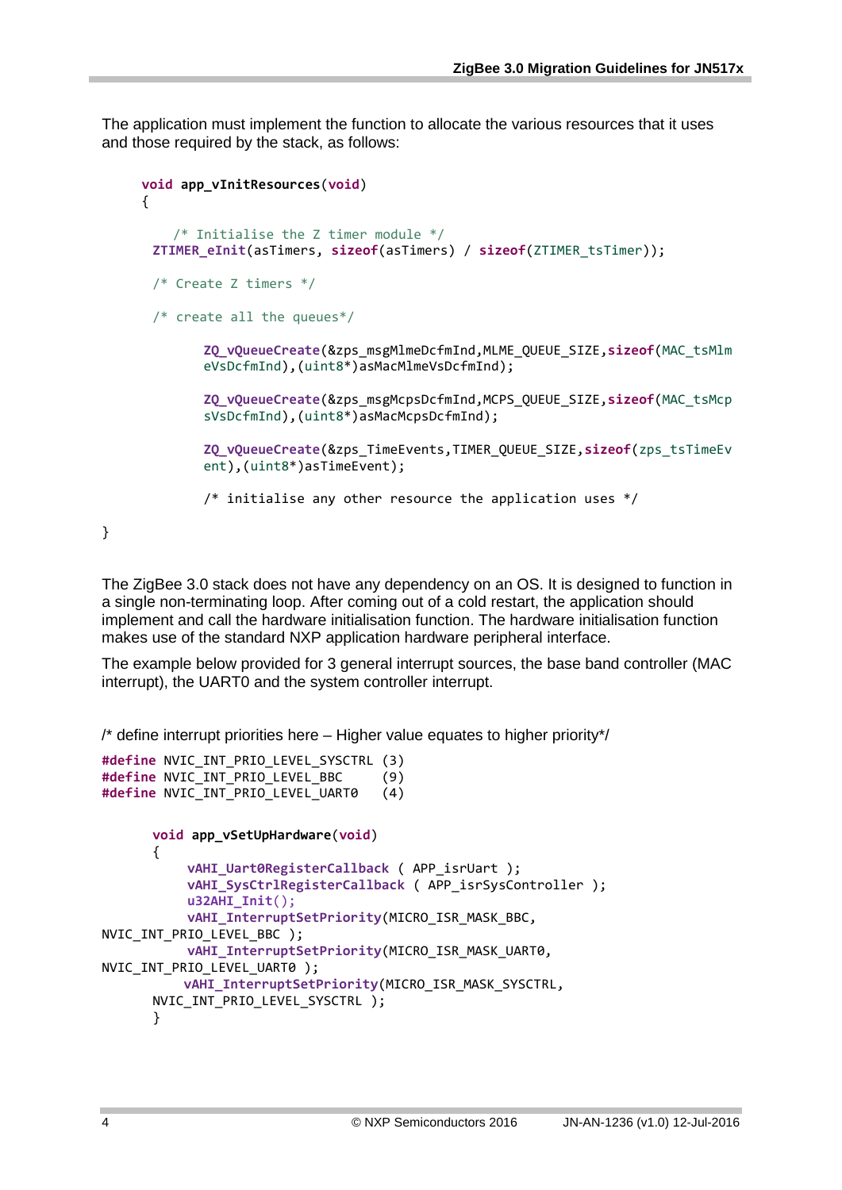The application must implement the function to allocate the various resources that it uses and those required by the stack, as follows:

```
void app_vInitResources(void)
{

    /* Initialise the Z timer module */
    ZTIMER_eInit(asTimers, sizeof(asTimers) / sizeof(ZTIMER_tsTimer));

    /* Create Z timers */

    /* create all the queues*/

        ZQ_vQueueCreate(&zps_msgMlmeDcfmInd,MLME_QUEUE_SIZE,sizeof(MAC_tsMlmeVsDcfmInd),(uint8*)asMacMlmeVsDcfmInd);

        ZQ_vQueueCreate(&zps_msgMcpsDcfmInd,MCPS_QUEUE_SIZE,sizeof(MAC_tsMcpsVsDcfmInd),(uint8*)asMacMcpsDcfmInd);

        ZQ_vQueueCreate(&zps_TimeEvents,TIMER_QUEUE_SIZE,sizeof(zps_tsTimeEvent),(uint8*)asTimeEvent);

        /* initialise any other resource the application uses */

}
```

The ZigBee 3.0 stack does not have any dependency on an OS. It is designed to function in a single non-terminating loop. After coming out of a cold restart, the application should implement and call the hardware initialisation function. The hardware initialisation function makes use of the standard NXP application hardware peripheral interface.

The example below provided for 3 general interrupt sources, the base band controller (MAC interrupt), the UART0 and the system controller interrupt.

/* define interrupt priorities here – Higher value equates to higher priority*/

```
#define NVIC_INT_PRIO_LEVEL_SYSCTRL (3)
#define NVIC_INT_PRIO_LEVEL_BBC     (9)
#define NVIC_INT_PRIO_LEVEL_UART0   (4)

    void app_vSetUpHardware(void)
    {
        vAHI_Uart0RegisterCallback ( APP_isrUart );
        vAHI_SysCtrlRegisterCallback ( APP_isrSysController );
        u32AHI_Init();
        vAHI_InterruptSetPriority(MICRO_ISR_MASK_BBC,
NVIC_INT_PRIO_LEVEL_BBC );
        vAHI_InterruptSetPriority(MICRO_ISR_MASK_UART0,
NVIC_INT_PRIO_LEVEL_UART0 );
        vAHI_InterruptSetPriority(MICRO_ISR_MASK_SYSCTRL,
    NVIC_INT_PRIO_LEVEL_SYSCTRL );
    }
```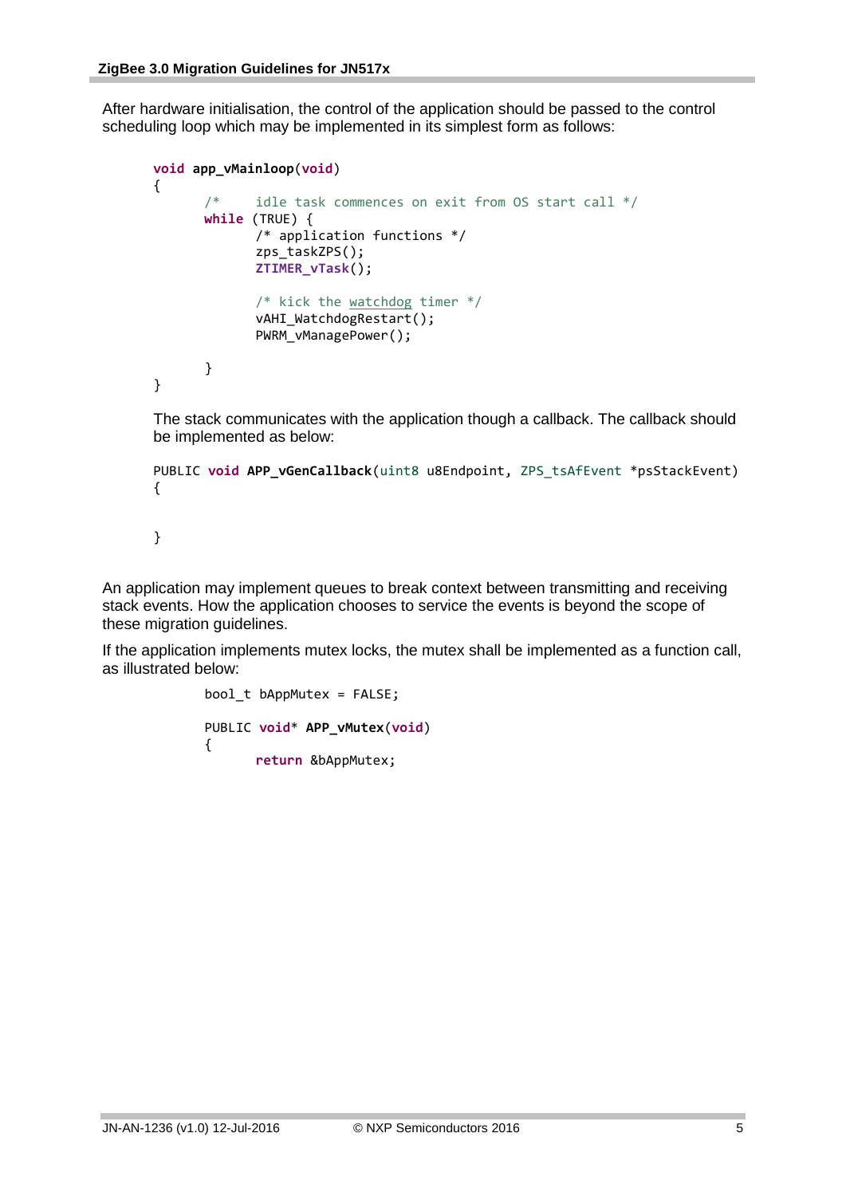After hardware initialisation, the control of the application should be passed to the control scheduling loop which may be implemented in its simplest form as follows:

```
void app_vMainloop(void)
{
      /*    idle task commences on exit from OS start call */
      while (TRUE) {
            /* application functions */
            zps_taskZPS();
            ZTIMER_vTask();

            /* kick the watchdog timer */
            vAHI_WatchdogRestart();
            PWRM_vManagePower();

      }
}
```

The stack communicates with the application though a callback. The callback should be implemented as below:

```
PUBLIC void APP_vGenCallback(uint8 u8Endpoint, ZPS_tsAfEvent *psStackEvent)
{


}
```

An application may implement queues to break context between transmitting and receiving stack events. How the application chooses to service the events is beyond the scope of these migration guidelines.

If the application implements mutex locks, the mutex shall be implemented as a function call, as illustrated below:

```
bool_t bAppMutex = FALSE;

PUBLIC void* APP_vMutex(void)
{
      return &bAppMutex;
```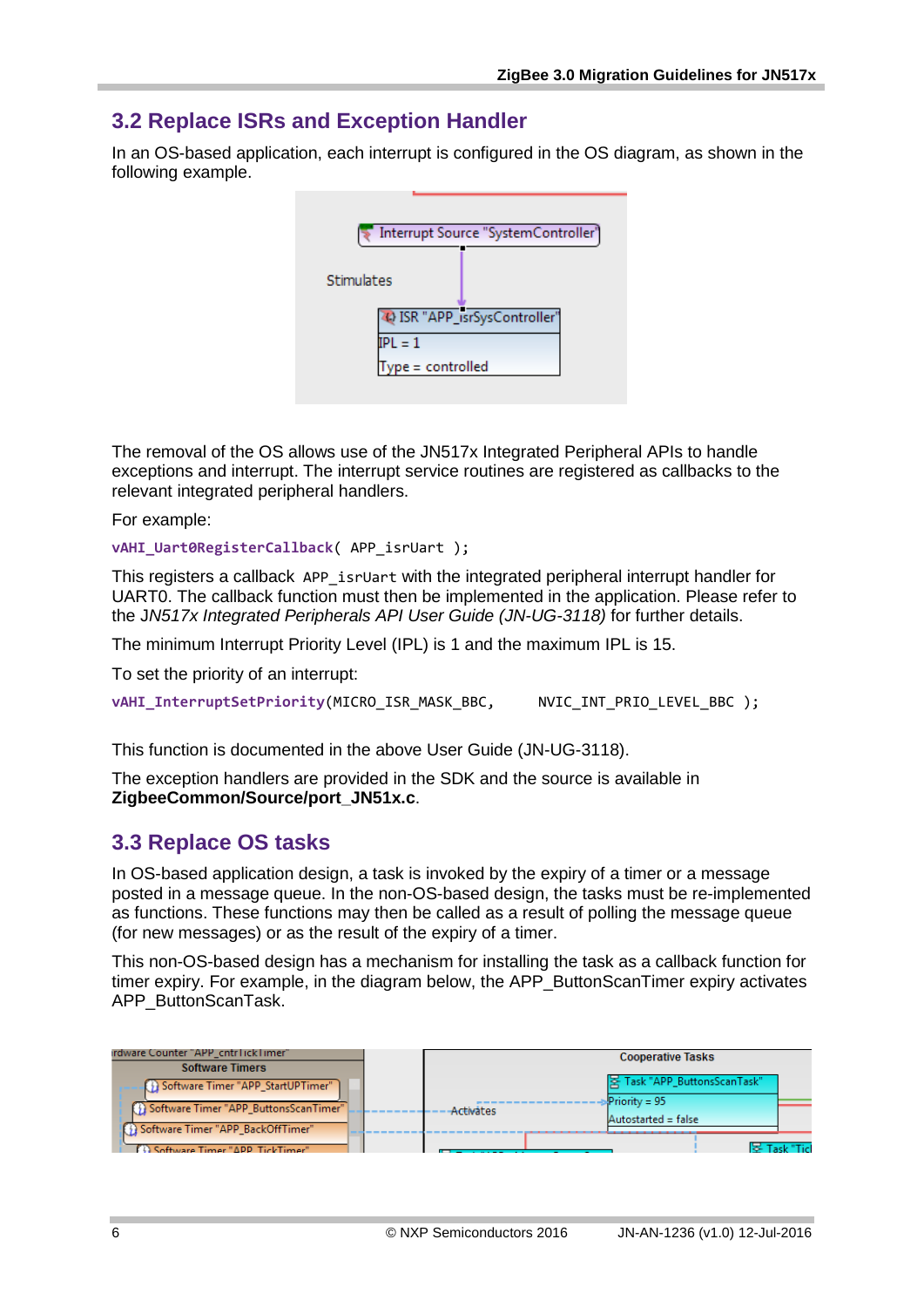## 3.2 Replace ISRs and Exception Handler

In an OS-based application, each interrupt is configured in the OS diagram, as shown in the following example.

The removal of the OS allows use of the JN517x Integrated Peripheral APIs to handle exceptions and interrupt. The interrupt service routines are registered as callbacks to the relevant integrated peripheral handlers.

For example:

```
vAHI_Uart0RegisterCallback( APP_isrUart );
```

This registers a callback `APP_isrUart` with the integrated peripheral interrupt handler for UART0. The callback function must then be implemented in the application. Please refer to the *JN517x Integrated Peripherals API User Guide (JN-UG-3118)* for further details.

The minimum Interrupt Priority Level (IPL) is 1 and the maximum IPL is 15.

To set the priority of an interrupt:

```
vAHI_InterruptSetPriority(MICRO_ISR_MASK_BBC,     NVIC_INT_PRIO_LEVEL_BBC );
```

This function is documented in the above User Guide (JN-UG-3118).

The exception handlers are provided in the SDK and the source is available in **ZigbeeCommon/Source/port_JN51x.c**.

## 3.3 Replace OS tasks

In OS-based application design, a task is invoked by the expiry of a timer or a message posted in a message queue. In the non-OS-based design, the tasks must be re-implemented as functions. These functions may then be called as a result of polling the message queue (for new messages) or as the result of the expiry of a timer.

This non-OS-based design has a mechanism for installing the task as a callback function for timer expiry. For example, in the diagram below, the APP_ButtonScanTimer expiry activates APP_ButtonScanTask.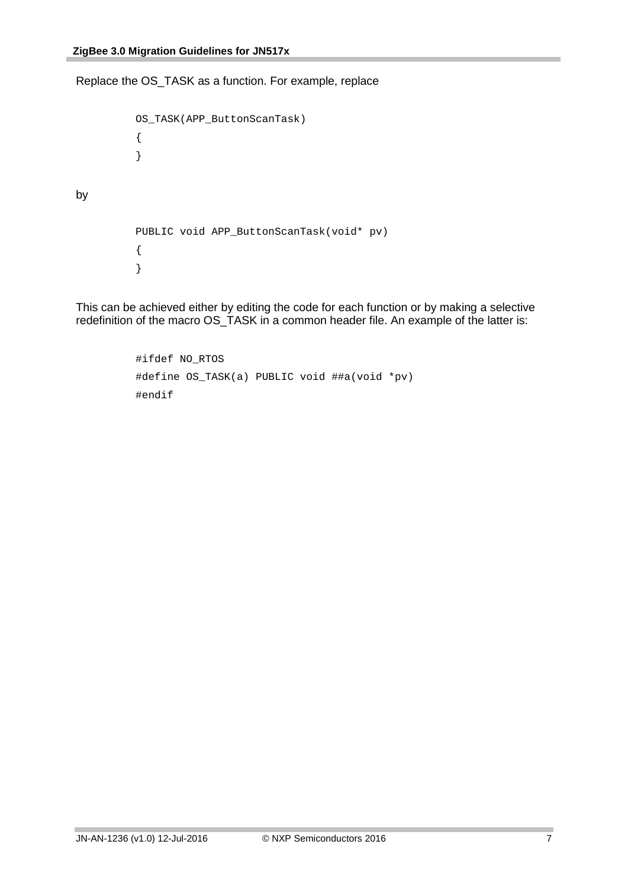Replace the OS_TASK as a function. For example, replace

```
OS_TASK(APP_ButtonScanTask)
{
}
```

by

```
PUBLIC void APP_ButtonScanTask(void* pv)
{
}
```

This can be achieved either by editing the code for each function or by making a selective redefinition of the macro OS_TASK in a common header file. An example of the latter is:

```
#ifdef NO_RTOS
#define OS_TASK(a) PUBLIC void ##a(void *pv)
#endif
```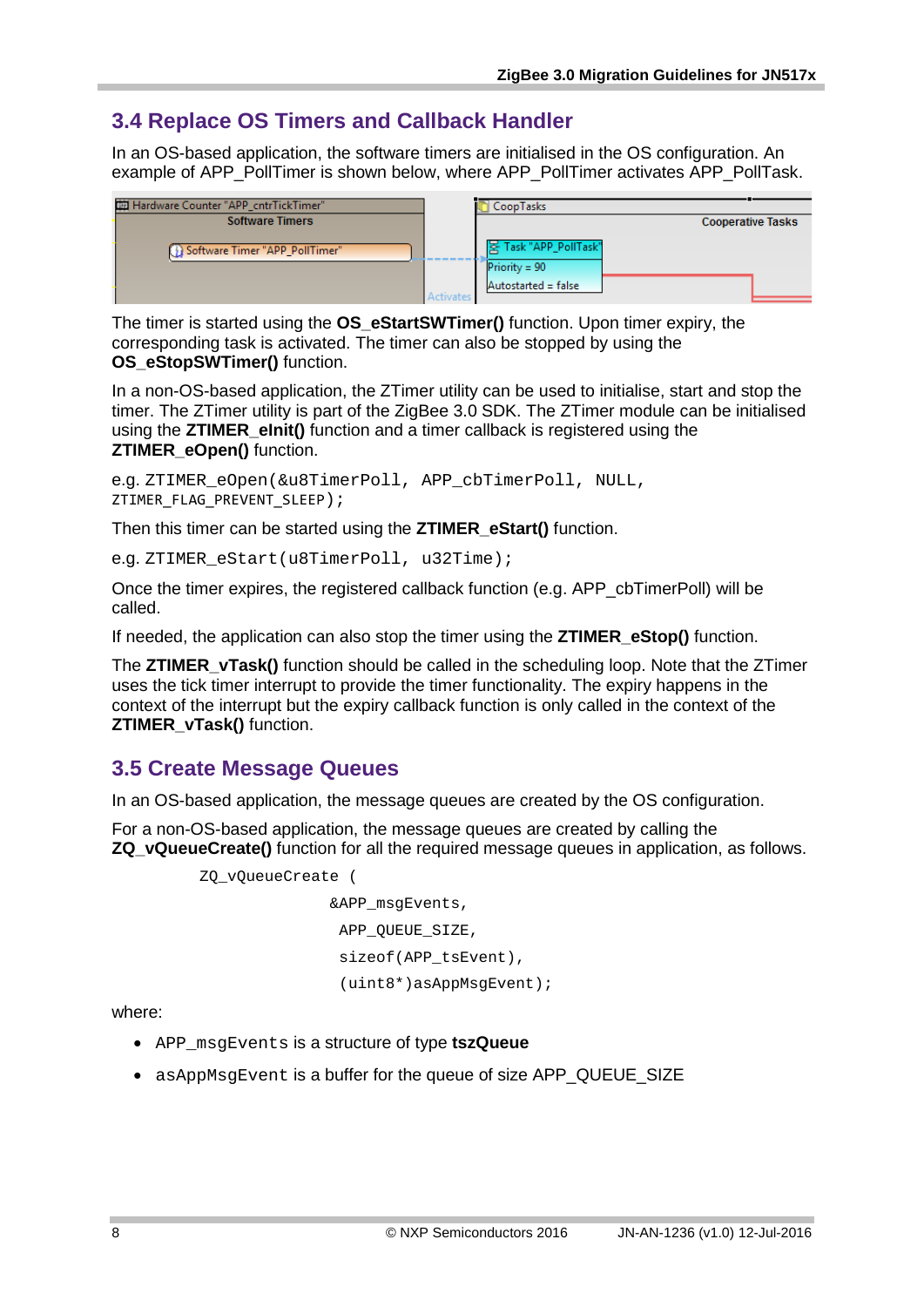## 3.4 Replace OS Timers and Callback Handler

In an OS-based application, the software timers are initialised in the OS configuration. An example of APP_PollTimer is shown below, where APP_PollTimer activates APP_PollTask.

The timer is started using the **OS_eStartSWTimer()** function. Upon timer expiry, the corresponding task is activated. The timer can also be stopped by using the **OS_eStopSWTimer()** function.

In a non-OS-based application, the ZTimer utility can be used to initialise, start and stop the timer. The ZTimer utility is part of the ZigBee 3.0 SDK. The ZTimer module can be initialised using the **ZTIMER_eInit()** function and a timer callback is registered using the **ZTIMER_eOpen()** function.

e.g. `ZTIMER_eOpen(&u8TimerPoll, APP_cbTimerPoll, NULL, ZTIMER_FLAG_PREVENT_SLEEP);`

Then this timer can be started using the **ZTIMER_eStart()** function.

e.g. `ZTIMER_eStart(u8TimerPoll, u32Time);`

Once the timer expires, the registered callback function (e.g. APP_cbTimerPoll) will be called.

If needed, the application can also stop the timer using the **ZTIMER_eStop()** function.

The **ZTIMER_vTask()** function should be called in the scheduling loop. Note that the ZTimer uses the tick timer interrupt to provide the timer functionality. The expiry happens in the context of the interrupt but the expiry callback function is only called in the context of the **ZTIMER_vTask()** function.

## 3.5 Create Message Queues

In an OS-based application, the message queues are created by the OS configuration.

For a non-OS-based application, the message queues are created by calling the **ZQ_vQueueCreate()** function for all the required message queues in application, as follows.

```
ZQ_vQueueCreate (
                    &APP_msgEvents,
                     APP_QUEUE_SIZE,
                     sizeof(APP_tsEvent),
                     (uint8*)asAppMsgEvent);
```

where:

- `APP_msgEvents` is a structure of type **tszQueue**
- `asAppMsgEvent` is a buffer for the queue of size APP_QUEUE_SIZE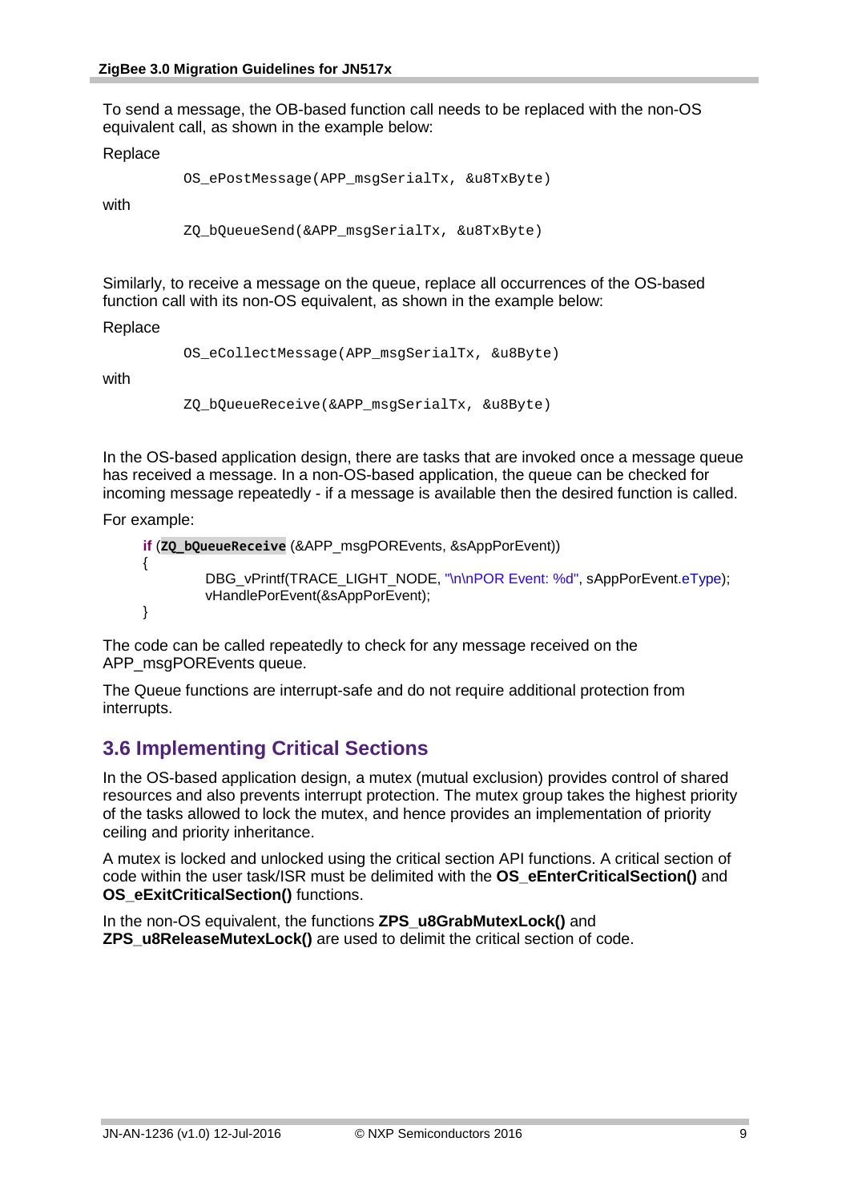To send a message, the OB-based function call needs to be replaced with the non-OS equivalent call, as shown in the example below:

Replace

```
OS_ePostMessage(APP_msgSerialTx, &u8TxByte)
```

with

```
ZQ_bQueueSend(&APP_msgSerialTx, &u8TxByte)
```

Similarly, to receive a message on the queue, replace all occurrences of the OS-based function call with its non-OS equivalent, as shown in the example below:

Replace

```
OS_eCollectMessage(APP_msgSerialTx, &u8Byte)
```

with

```
ZQ_bQueueReceive(&APP_msgSerialTx, &u8Byte)
```

In the OS-based application design, there are tasks that are invoked once a message queue has received a message. In a non-OS-based application, the queue can be checked for incoming message repeatedly - if a message is available then the desired function is called.

For example:

```
if (ZQ_bQueueReceive (&APP_msgPOREvents, &sAppPorEvent))
{
        DBG_vPrintf(TRACE_LIGHT_NODE, "\n\nPOR Event: %d", sAppPorEvent.eType);
        vHandlePorEvent(&sAppPorEvent);
}
```

The code can be called repeatedly to check for any message received on the APP_msgPOREvents queue.

The Queue functions are interrupt-safe and do not require additional protection from interrupts.

## 3.6 Implementing Critical Sections

In the OS-based application design, a mutex (mutual exclusion) provides control of shared resources and also prevents interrupt protection. The mutex group takes the highest priority of the tasks allowed to lock the mutex, and hence provides an implementation of priority ceiling and priority inheritance.

A mutex is locked and unlocked using the critical section API functions. A critical section of code within the user task/ISR must be delimited with the **OS_eEnterCriticalSection()** and **OS_eExitCriticalSection()** functions.

In the non-OS equivalent, the functions **ZPS_u8GrabMutexLock()** and **ZPS_u8ReleaseMutexLock()** are used to delimit the critical section of code.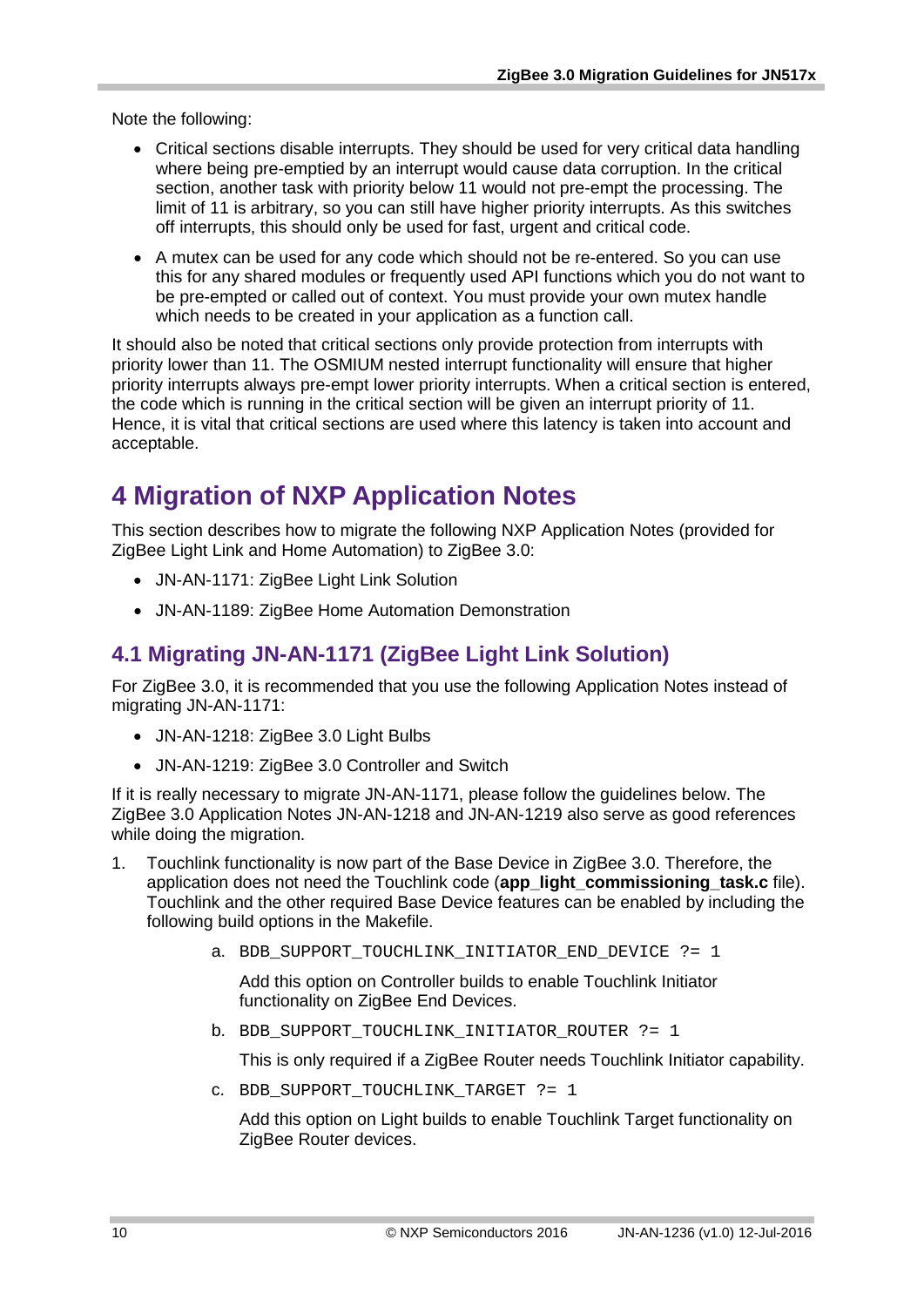Note the following:

- Critical sections disable interrupts. They should be used for very critical data handling where being pre-emptied by an interrupt would cause data corruption. In the critical section, another task with priority below 11 would not pre-empt the processing. The limit of 11 is arbitrary, so you can still have higher priority interrupts. As this switches off interrupts, this should only be used for fast, urgent and critical code.
- A mutex can be used for any code which should not be re-entered. So you can use this for any shared modules or frequently used API functions which you do not want to be pre-empted or called out of context. You must provide your own mutex handle which needs to be created in your application as a function call.

It should also be noted that critical sections only provide protection from interrupts with priority lower than 11. The OSMIUM nested interrupt functionality will ensure that higher priority interrupts always pre-empt lower priority interrupts. When a critical section is entered, the code which is running in the critical section will be given an interrupt priority of 11. Hence, it is vital that critical sections are used where this latency is taken into account and acceptable.

# 4 Migration of NXP Application Notes

This section describes how to migrate the following NXP Application Notes (provided for ZigBee Light Link and Home Automation) to ZigBee 3.0:

- JN-AN-1171: ZigBee Light Link Solution
- JN-AN-1189: ZigBee Home Automation Demonstration

## 4.1 Migrating JN-AN-1171 (ZigBee Light Link Solution)

For ZigBee 3.0, it is recommended that you use the following Application Notes instead of migrating JN-AN-1171:

- JN-AN-1218: ZigBee 3.0 Light Bulbs
- JN-AN-1219: ZigBee 3.0 Controller and Switch

If it is really necessary to migrate JN-AN-1171, please follow the guidelines below. The ZigBee 3.0 Application Notes JN-AN-1218 and JN-AN-1219 also serve as good references while doing the migration.

1. Touchlink functionality is now part of the Base Device in ZigBee 3.0. Therefore, the application does not need the Touchlink code (**app_light_commissioning_task.c** file). Touchlink and the other required Base Device features can be enabled by including the following build options in the Makefile.

   a. `BDB_SUPPORT_TOUCHLINK_INITIATOR_END_DEVICE ?= 1`

      Add this option on Controller builds to enable Touchlink Initiator functionality on ZigBee End Devices.

   b. `BDB_SUPPORT_TOUCHLINK_INITIATOR_ROUTER ?= 1`

      This is only required if a ZigBee Router needs Touchlink Initiator capability.

   c. `BDB_SUPPORT_TOUCHLINK_TARGET ?= 1`

      Add this option on Light builds to enable Touchlink Target functionality on ZigBee Router devices.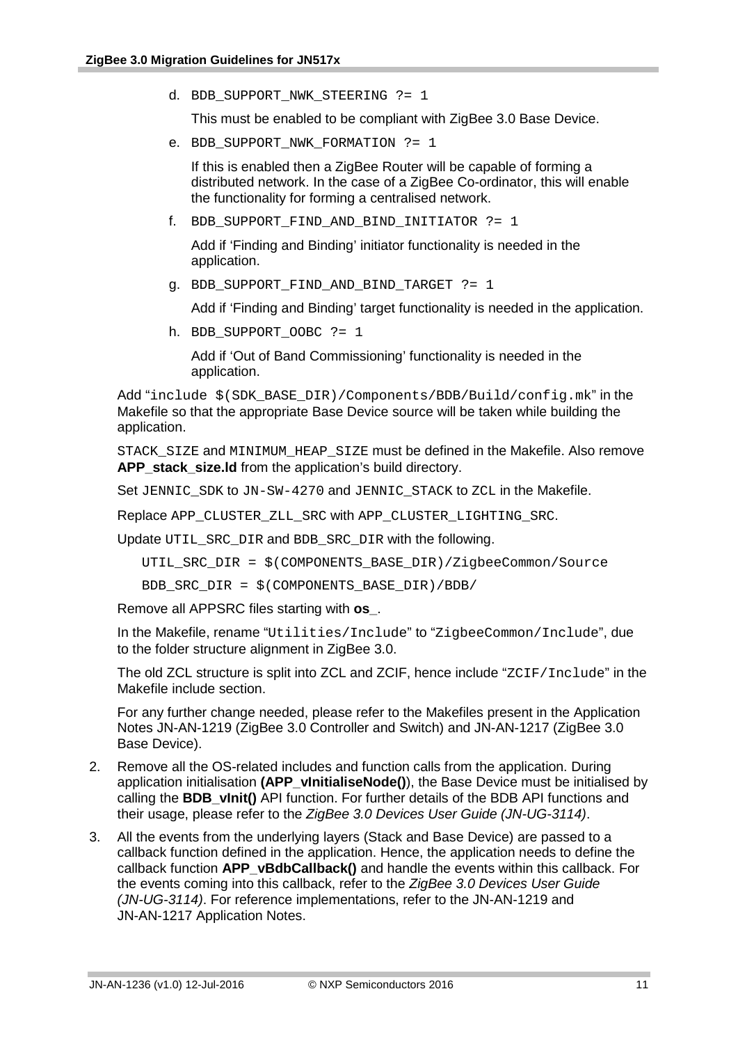d. `BDB_SUPPORT_NWK_STEERING ?= 1`

      This must be enabled to be compliant with ZigBee 3.0 Base Device.

   e. `BDB_SUPPORT_NWK_FORMATION ?= 1`

      If this is enabled then a ZigBee Router will be capable of forming a distributed network. In the case of a ZigBee Co-ordinator, this will enable the functionality for forming a centralised network.

   f. `BDB_SUPPORT_FIND_AND_BIND_INITIATOR ?= 1`

      Add if 'Finding and Binding' initiator functionality is needed in the application.

   g. `BDB_SUPPORT_FIND_AND_BIND_TARGET ?= 1`

      Add if 'Finding and Binding' target functionality is needed in the application.

   h. `BDB_SUPPORT_OOBC ?= 1`

      Add if 'Out of Band Commissioning' functionality is needed in the application.

   Add "`include $(SDK_BASE_DIR)/Components/BDB/Build/config.mk`" in the Makefile so that the appropriate Base Device source will be taken while building the application.

   `STACK_SIZE` and `MINIMUM_HEAP_SIZE` must be defined in the Makefile. Also remove **APP_stack_size.ld** from the application's build directory.

   Set `JENNIC_SDK` to `JN-SW-4270` and `JENNIC_STACK` to `ZCL` in the Makefile.

   Replace `APP_CLUSTER_ZLL_SRC` with `APP_CLUSTER_LIGHTING_SRC`.

   Update `UTIL_SRC_DIR` and `BDB_SRC_DIR` with the following.

   ```
   UTIL_SRC_DIR = $(COMPONENTS_BASE_DIR)/ZigbeeCommon/Source
   BDB_SRC_DIR = $(COMPONENTS_BASE_DIR)/BDB/
   ```

   Remove all APPSRC files starting with **os_**.

   In the Makefile, rename "`Utilities/Include`" to "`ZigbeeCommon/Include`", due to the folder structure alignment in ZigBee 3.0.

   The old ZCL structure is split into ZCL and ZCIF, hence include "`ZCIF/Include`" in the Makefile include section.

   For any further change needed, please refer to the Makefiles present in the Application Notes JN-AN-1219 (ZigBee 3.0 Controller and Switch) and JN-AN-1217 (ZigBee 3.0 Base Device).

2. Remove all the OS-related includes and function calls from the application. During application initialisation **(APP_vInitialiseNode()**), the Base Device must be initialised by calling the **BDB_vInit()** API function. For further details of the BDB API functions and their usage, please refer to the *ZigBee 3.0 Devices User Guide (JN-UG-3114)*.

3. All the events from the underlying layers (Stack and Base Device) are passed to a callback function defined in the application. Hence, the application needs to define the callback function **APP_vBdbCallback()** and handle the events within this callback. For the events coming into this callback, refer to the *ZigBee 3.0 Devices User Guide (JN-UG-3114)*. For reference implementations, refer to the JN-AN-1219 and JN-AN-1217 Application Notes.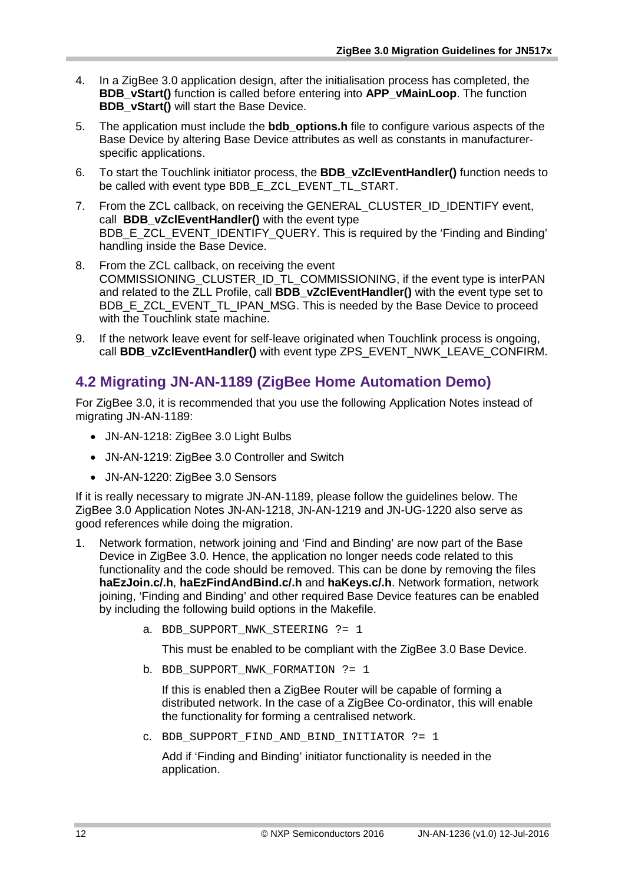4. In a ZigBee 3.0 application design, after the initialisation process has completed, the **BDB_vStart()** function is called before entering into **APP_vMainLoop**. The function **BDB_vStart()** will start the Base Device.

5. The application must include the **bdb_options.h** file to configure various aspects of the Base Device by altering Base Device attributes as well as constants in manufacturer-specific applications.

6. To start the Touchlink initiator process, the **BDB_vZclEventHandler()** function needs to be called with event type `BDB_E_ZCL_EVENT_TL_START`.

7. From the ZCL callback, on receiving the GENERAL_CLUSTER_ID_IDENTIFY event, call **BDB_vZclEventHandler()** with the event type BDB_E_ZCL_EVENT_IDENTIFY_QUERY. This is required by the 'Finding and Binding' handling inside the Base Device.

8. From the ZCL callback, on receiving the event COMMISSIONING_CLUSTER_ID_TL_COMMISSIONING, if the event type is interPAN and related to the ZLL Profile, call **BDB_vZclEventHandler()** with the event type set to BDB_E_ZCL_EVENT_TL_IPAN_MSG. This is needed by the Base Device to proceed with the Touchlink state machine.

9. If the network leave event for self-leave originated when Touchlink process is ongoing, call **BDB_vZclEventHandler()** with event type ZPS_EVENT_NWK_LEAVE_CONFIRM.

## 4.2 Migrating JN-AN-1189 (ZigBee Home Automation Demo)

For ZigBee 3.0, it is recommended that you use the following Application Notes instead of migrating JN-AN-1189:

- JN-AN-1218: ZigBee 3.0 Light Bulbs
- JN-AN-1219: ZigBee 3.0 Controller and Switch
- JN-AN-1220: ZigBee 3.0 Sensors

If it is really necessary to migrate JN-AN-1189, please follow the guidelines below. The ZigBee 3.0 Application Notes JN-AN-1218, JN-AN-1219 and JN-UG-1220 also serve as good references while doing the migration.

1. Network formation, network joining and 'Find and Binding' are now part of the Base Device in ZigBee 3.0. Hence, the application no longer needs code related to this functionality and the code should be removed. This can be done by removing the files **haEzJoin.c/.h**, **haEzFindAndBind.c/.h** and **haKeys.c/.h**. Network formation, network joining, 'Finding and Binding' and other required Base Device features can be enabled by including the following build options in the Makefile.

   a. `BDB_SUPPORT_NWK_STEERING ?= 1`

      This must be enabled to be compliant with the ZigBee 3.0 Base Device.

   b. `BDB_SUPPORT_NWK_FORMATION ?= 1`

      If this is enabled then a ZigBee Router will be capable of forming a distributed network. In the case of a ZigBee Co-ordinator, this will enable the functionality for forming a centralised network.

   c. `BDB_SUPPORT_FIND_AND_BIND_INITIATOR ?= 1`

      Add if 'Finding and Binding' initiator functionality is needed in the application.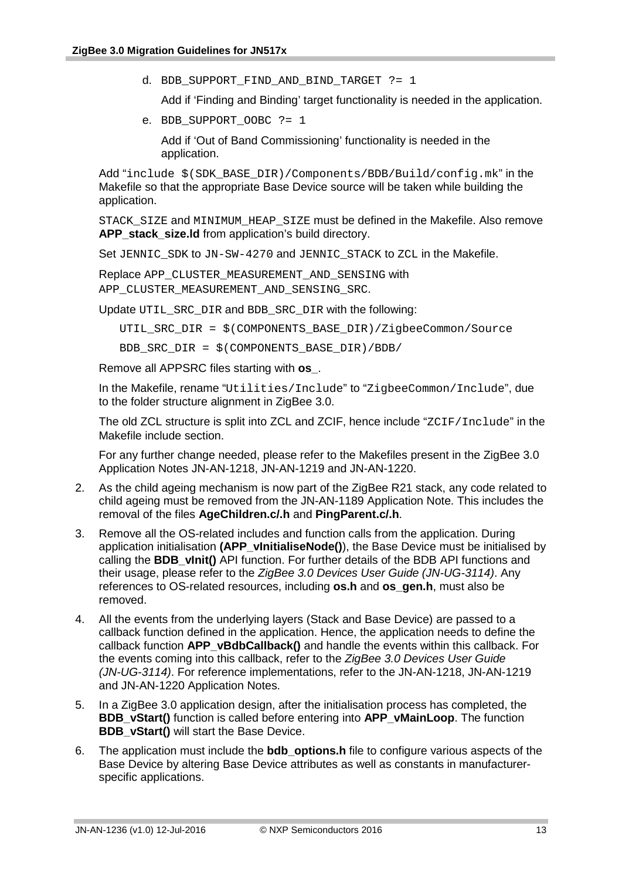d. `BDB_SUPPORT_FIND_AND_BIND_TARGET ?= 1`

   Add if 'Finding and Binding' target functionality is needed in the application.

e. `BDB_SUPPORT_OOBC ?= 1`

   Add if 'Out of Band Commissioning' functionality is needed in the application.

Add "`include $(SDK_BASE_DIR)/Components/BDB/Build/config.mk`" in the Makefile so that the appropriate Base Device source will be taken while building the application.

`STACK_SIZE` and `MINIMUM_HEAP_SIZE` must be defined in the Makefile. Also remove **APP_stack_size.ld** from application's build directory.

Set `JENNIC_SDK` to `JN-SW-4270` and `JENNIC_STACK` to `ZCL` in the Makefile.

Replace `APP_CLUSTER_MEASUREMENT_AND_SENSING` with `APP_CLUSTER_MEASUREMENT_AND_SENSING_SRC`.

Update `UTIL_SRC_DIR` and `BDB_SRC_DIR` with the following:

```
UTIL_SRC_DIR = $(COMPONENTS_BASE_DIR)/ZigbeeCommon/Source
BDB_SRC_DIR = $(COMPONENTS_BASE_DIR)/BDB/
```

Remove all APPSRC files starting with **os_**.

In the Makefile, rename "`Utilities/Include`" to "`ZigbeeCommon/Include`", due to the folder structure alignment in ZigBee 3.0.

The old ZCL structure is split into ZCL and ZCIF, hence include "`ZCIF/Include`" in the Makefile include section.

For any further change needed, please refer to the Makefiles present in the ZigBee 3.0 Application Notes JN-AN-1218, JN-AN-1219 and JN-AN-1220.

2. As the child ageing mechanism is now part of the ZigBee R21 stack, any code related to child ageing must be removed from the JN-AN-1189 Application Note. This includes the removal of the files **AgeChildren.c/.h** and **PingParent.c/.h**.
3. Remove all the OS-related includes and function calls from the application. During application initialisation **(APP_vInitialiseNode()**), the Base Device must be initialised by calling the **BDB_vInit()** API function. For further details of the BDB API functions and their usage, please refer to the *ZigBee 3.0 Devices User Guide (JN-UG-3114)*. Any references to OS-related resources, including **os.h** and **os_gen.h**, must also be removed.
4. All the events from the underlying layers (Stack and Base Device) are passed to a callback function defined in the application. Hence, the application needs to define the callback function **APP_vBdbCallback()** and handle the events within this callback. For the events coming into this callback, refer to the *ZigBee 3.0 Devices User Guide (JN-UG-3114)*. For reference implementations, refer to the JN-AN-1218, JN-AN-1219 and JN-AN-1220 Application Notes.
5. In a ZigBee 3.0 application design, after the initialisation process has completed, the **BDB_vStart()** function is called before entering into **APP_vMainLoop**. The function **BDB_vStart()** will start the Base Device.
6. The application must include the **bdb_options.h** file to configure various aspects of the Base Device by altering Base Device attributes as well as constants in manufacturer-specific applications.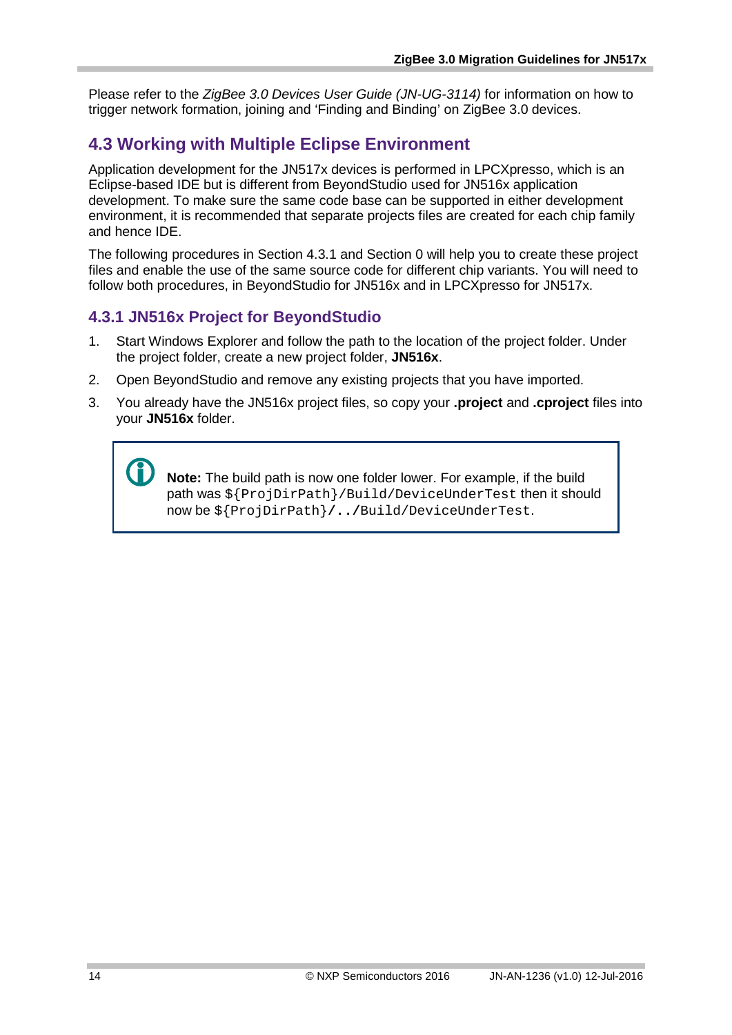Please refer to the *ZigBee 3.0 Devices User Guide (JN-UG-3114)* for information on how to trigger network formation, joining and 'Finding and Binding' on ZigBee 3.0 devices.

## 4.3 Working with Multiple Eclipse Environment

Application development for the JN517x devices is performed in LPCXpresso, which is an Eclipse-based IDE but is different from BeyondStudio used for JN516x application development. To make sure the same code base can be supported in either development environment, it is recommended that separate projects files are created for each chip family and hence IDE.

The following procedures in Section 4.3.1 and Section 0 will help you to create these project files and enable the use of the same source code for different chip variants. You will need to follow both procedures, in BeyondStudio for JN516x and in LPCXpresso for JN517x.

### 4.3.1 JN516x Project for BeyondStudio

1. Start Windows Explorer and follow the path to the location of the project folder. Under the project folder, create a new project folder, **JN516x**.
2. Open BeyondStudio and remove any existing projects that you have imported.
3. You already have the JN516x project files, so copy your **.project** and **.cproject** files into your **JN516x** folder.

> **Note:** The build path is now one folder lower. For example, if the build path was `${ProjDirPath}/Build/DeviceUnderTest` then it should now be `${ProjDirPath}/../Build/DeviceUnderTest`.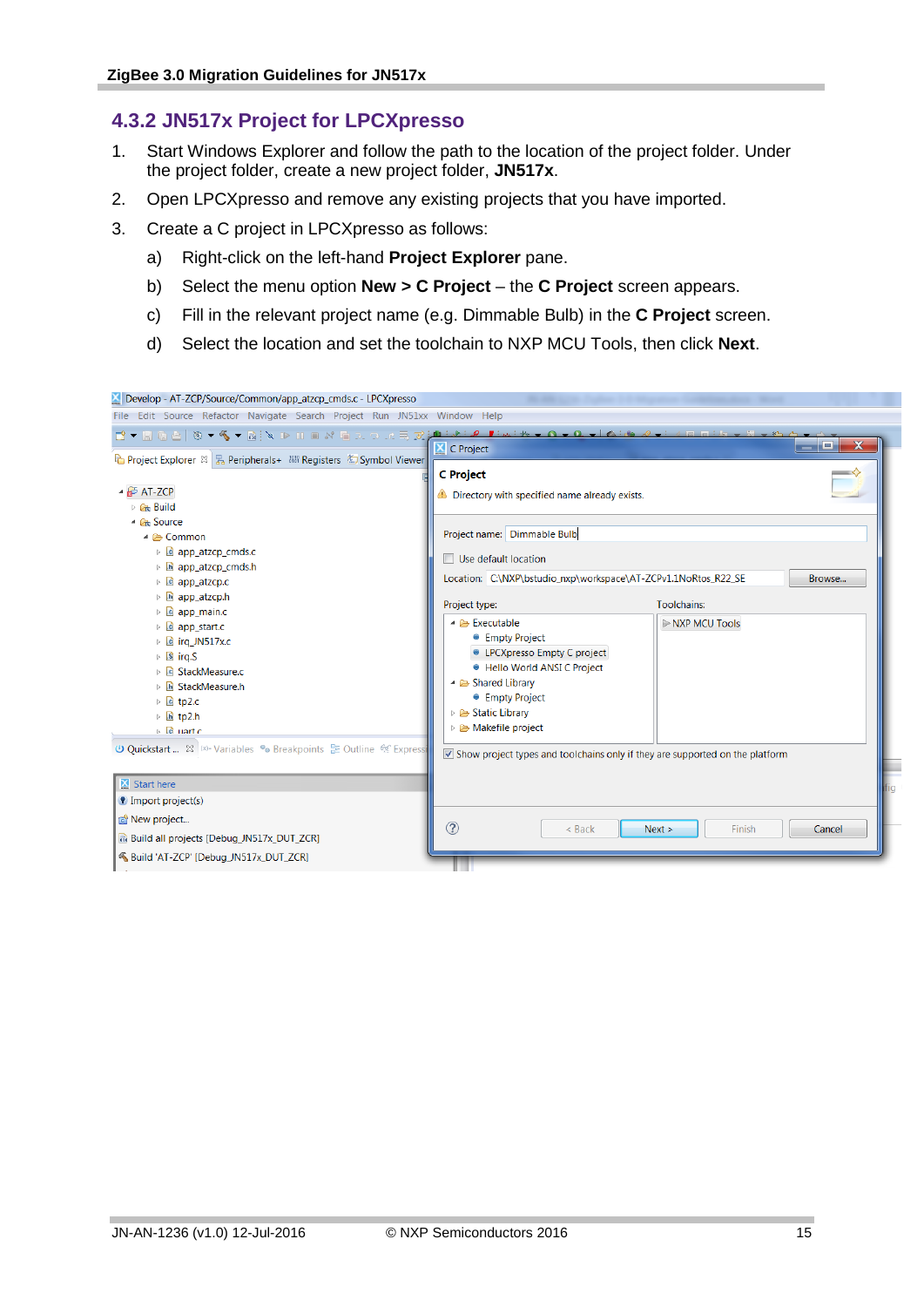## 4.3.2 JN517x Project for LPCXpresso

1. Start Windows Explorer and follow the path to the location of the project folder. Under the project folder, create a new project folder, **JN517x**.
2. Open LPCXpresso and remove any existing projects that you have imported.
3. Create a C project in LPCXpresso as follows:
   a) Right-click on the left-hand **Project Explorer** pane.
   b) Select the menu option **New > C Project** – the **C Project** screen appears.
   c) Fill in the relevant project name (e.g. Dimmable Bulb) in the **C Project** screen.
   d) Select the location and set the toolchain to NXP MCU Tools, then click **Next**.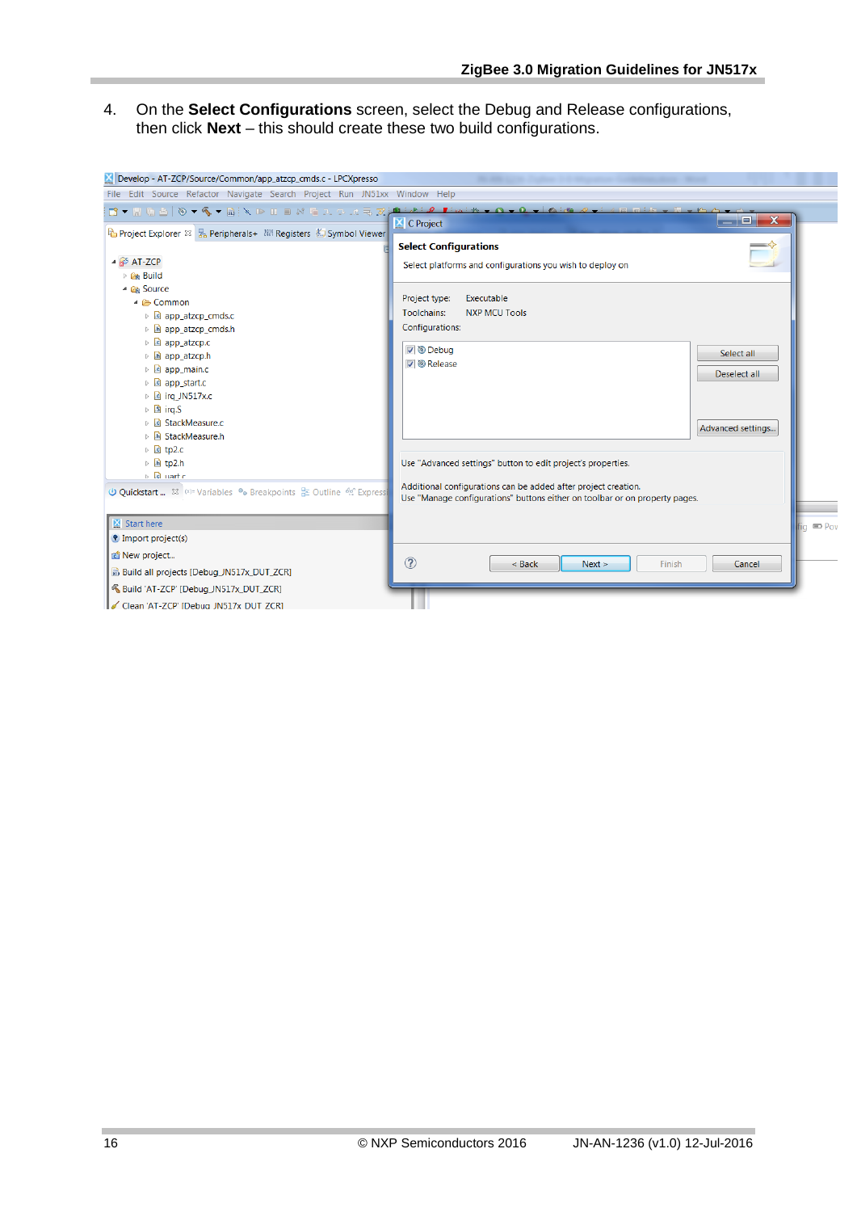4. On the **Select Configurations** screen, select the Debug and Release configurations, then click **Next** – this should create these two build configurations.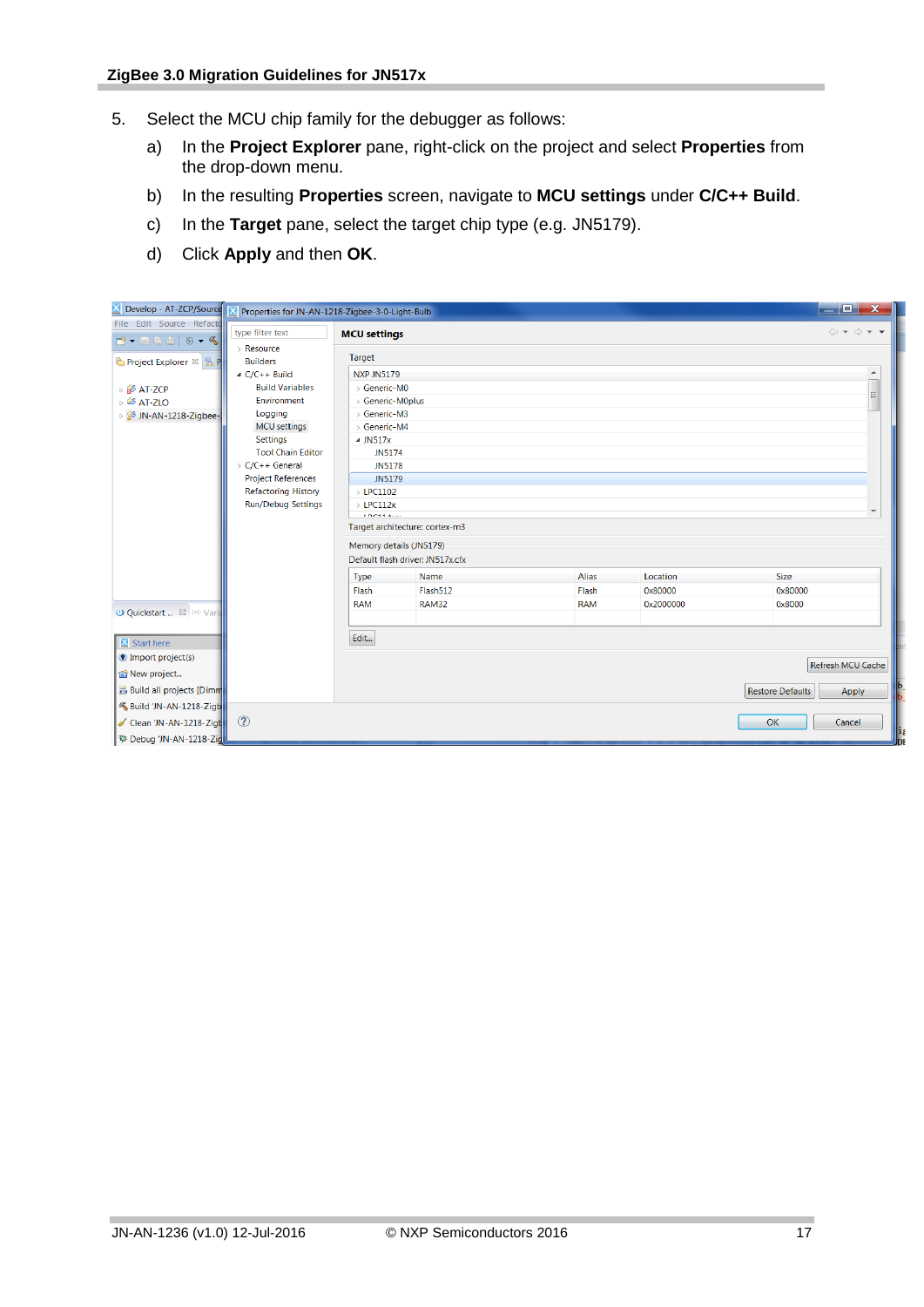5. Select the MCU chip family for the debugger as follows:

   a) In the **Project Explorer** pane, right-click on the project and select **Properties** from the drop-down menu.

   b) In the resulting **Properties** screen, navigate to **MCU settings** under **C/C++ Build**.

   c) In the **Target** pane, select the target chip type (e.g. JN5179).

   d) Click **Apply** and then **OK**.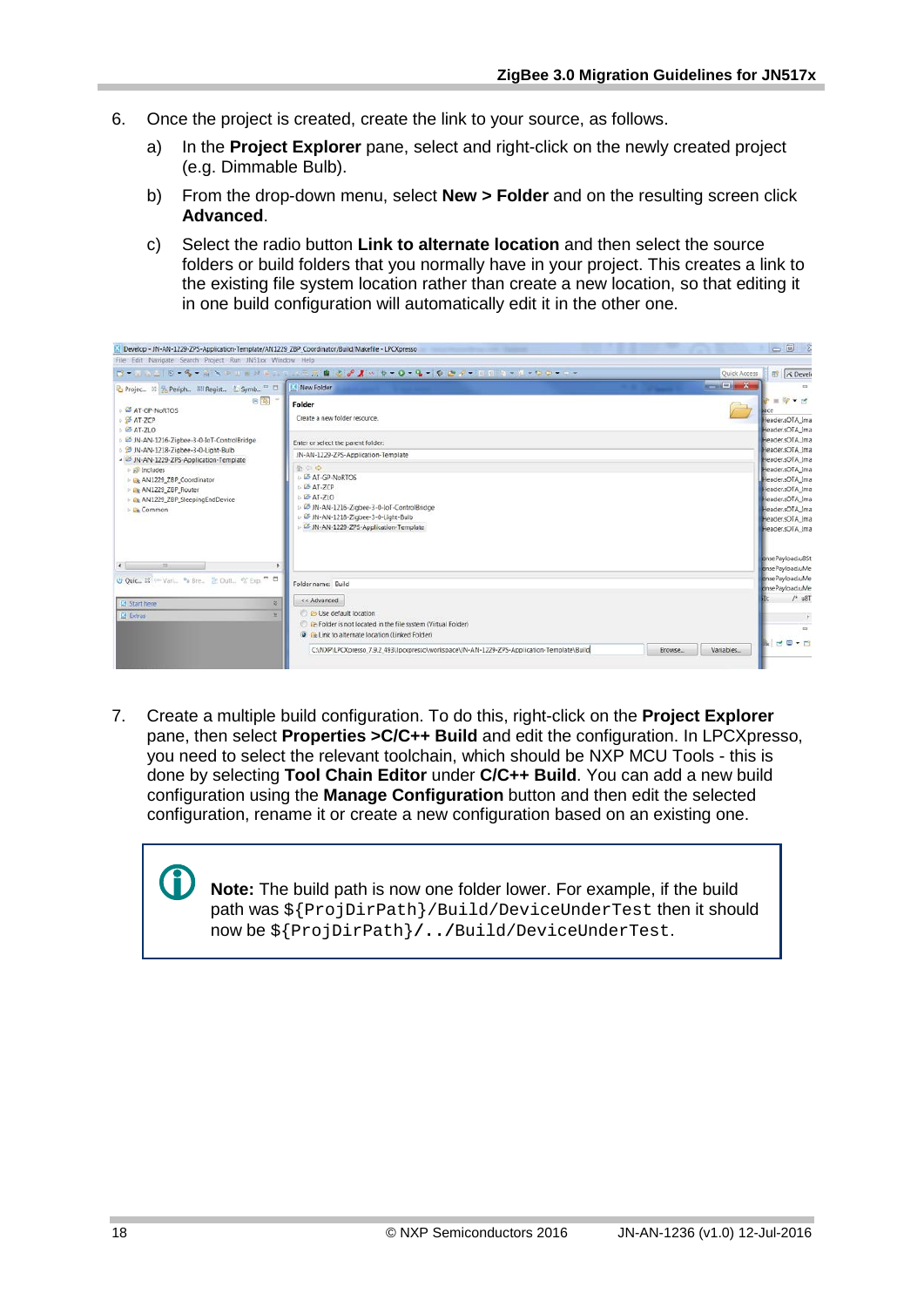6. Once the project is created, create the link to your source, as follows.

   a) In the **Project Explorer** pane, select and right-click on the newly created project (e.g. Dimmable Bulb).

   b) From the drop-down menu, select **New > Folder** and on the resulting screen click **Advanced**.

   c) Select the radio button **Link to alternate location** and then select the source folders or build folders that you normally have in your project. This creates a link to the existing file system location rather than create a new location, so that editing it in one build configuration will automatically edit it in the other one.

7. Create a multiple build configuration. To do this, right-click on the **Project Explorer** pane, then select **Properties >C/C++ Build** and edit the configuration. In LPCXpresso, you need to select the relevant toolchain, which should be NXP MCU Tools - this is done by selecting **Tool Chain Editor** under **C/C++ Build**. You can add a new build configuration using the **Manage Configuration** button and then edit the selected configuration, rename it or create a new configuration based on an existing one.

> **Note:** The build path is now one folder lower. For example, if the build path was `${ProjDirPath}/Build/DeviceUnderTest` then it should now be `${ProjDirPath}/../Build/DeviceUnderTest`.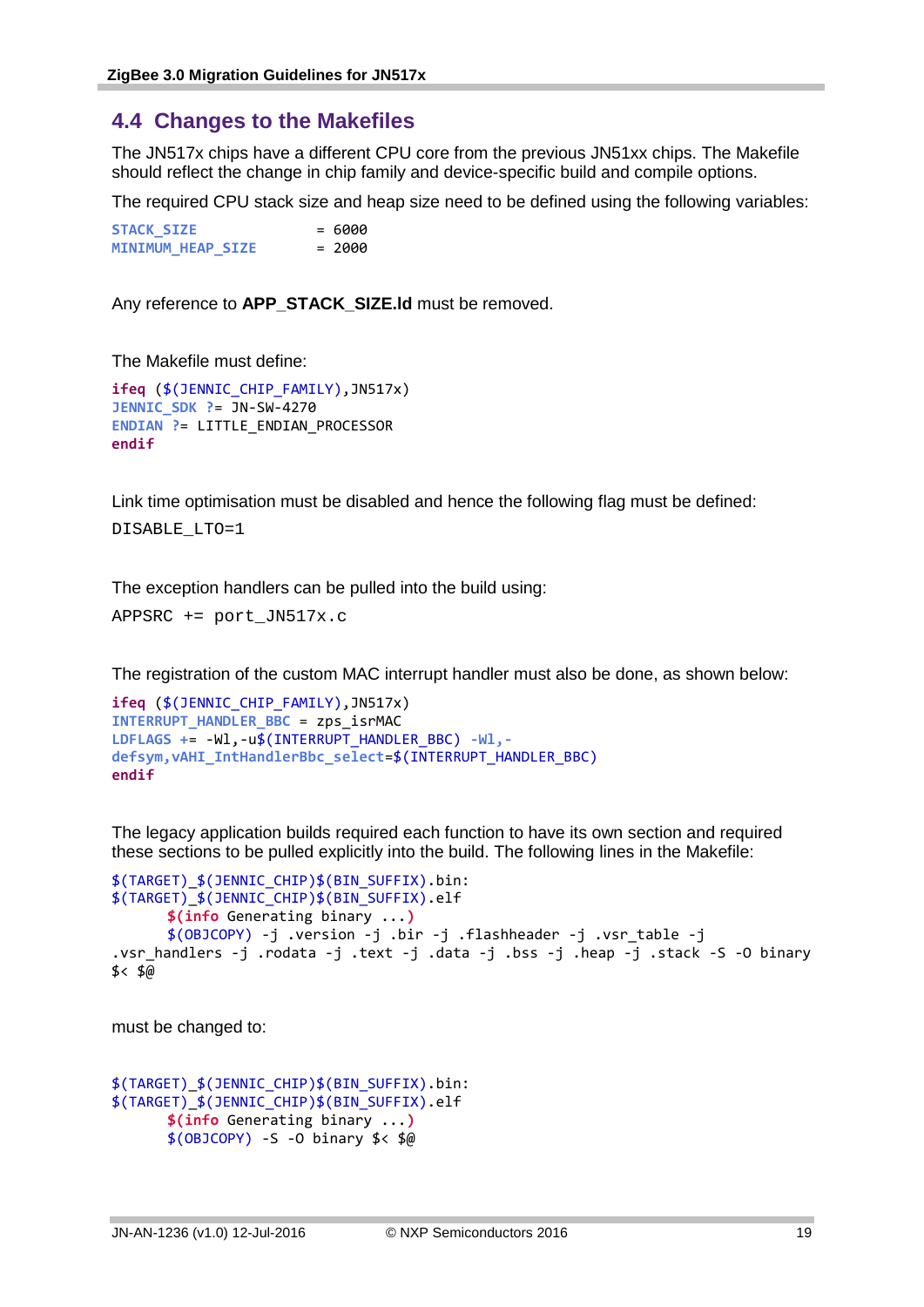## 4.4 Changes to the Makefiles

The JN517x chips have a different CPU core from the previous JN51xx chips. The Makefile should reflect the change in chip family and device-specific build and compile options.

The required CPU stack size and heap size need to be defined using the following variables:

```
STACK_SIZE            = 6000
MINIMUM_HEAP_SIZE     = 2000
```

Any reference to **APP_STACK_SIZE.ld** must be removed.

The Makefile must define:

```
ifeq ($(JENNIC_CHIP_FAMILY),JN517x)
JENNIC_SDK ?= JN-SW-4270
ENDIAN ?= LITTLE_ENDIAN_PROCESSOR
endif
```

Link time optimisation must be disabled and hence the following flag must be defined:

```
DISABLE_LTO=1
```

The exception handlers can be pulled into the build using:

```
APPSRC += port_JN517x.c
```

The registration of the custom MAC interrupt handler must also be done, as shown below:

```
ifeq ($(JENNIC_CHIP_FAMILY),JN517x)
INTERRUPT_HANDLER_BBC = zps_isrMAC
LDFLAGS += -Wl,-u$(INTERRUPT_HANDLER_BBC) -Wl,-
defsym,vAHI_IntHandlerBbc_select=$(INTERRUPT_HANDLER_BBC)
endif
```

The legacy application builds required each function to have its own section and required these sections to be pulled explicitly into the build. The following lines in the Makefile:

```
$(TARGET)_$(JENNIC_CHIP)$(BIN_SUFFIX).bin:
$(TARGET)_$(JENNIC_CHIP)$(BIN_SUFFIX).elf
	$(info Generating binary ...)
	$(OBJCOPY) -j .version -j .bir -j .flashheader -j .vsr_table -j
.vsr_handlers -j .rodata -j .text -j .data -j .bss -j .heap -j .stack -S -O binary
$< $@
```

must be changed to:

```
$(TARGET)_$(JENNIC_CHIP)$(BIN_SUFFIX).bin:
$(TARGET)_$(JENNIC_CHIP)$(BIN_SUFFIX).elf
	$(info Generating binary ...)
	$(OBJCOPY) -S -O binary $< $@
```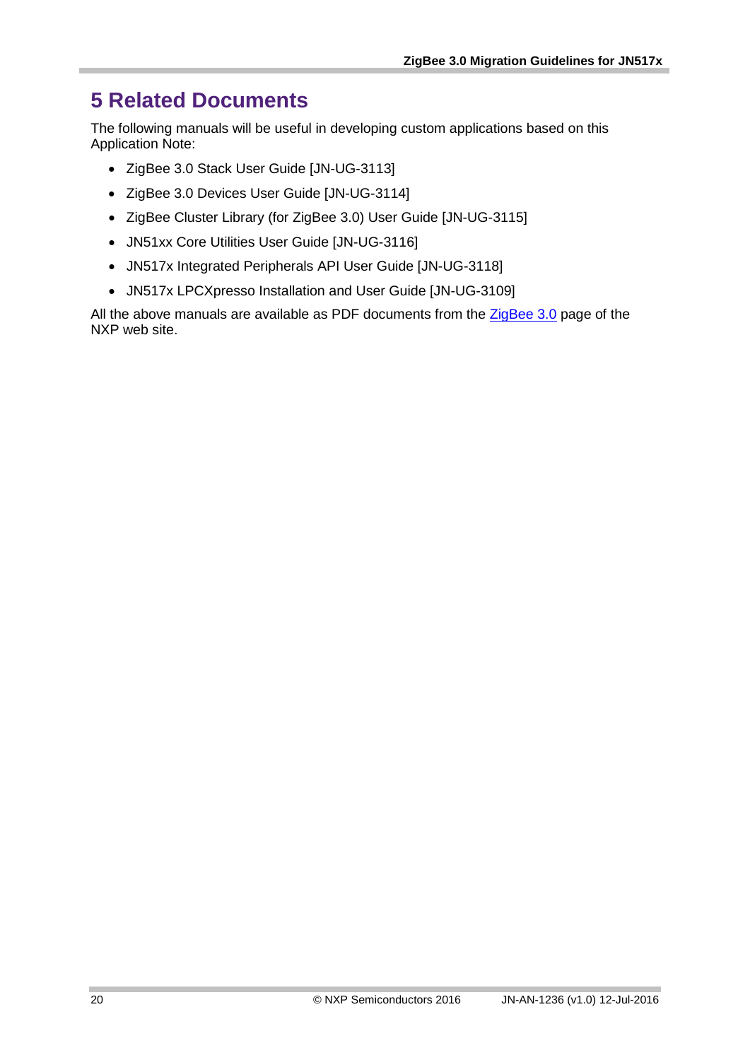# 5 Related Documents

The following manuals will be useful in developing custom applications based on this Application Note:

- ZigBee 3.0 Stack User Guide [JN-UG-3113]
- ZigBee 3.0 Devices User Guide [JN-UG-3114]
- ZigBee Cluster Library (for ZigBee 3.0) User Guide [JN-UG-3115]
- JN51xx Core Utilities User Guide [JN-UG-3116]
- JN517x Integrated Peripherals API User Guide [JN-UG-3118]
- JN517x LPCXpresso Installation and User Guide [JN-UG-3109]

All the above manuals are available as PDF documents from the ZigBee 3.0 page of the NXP web site.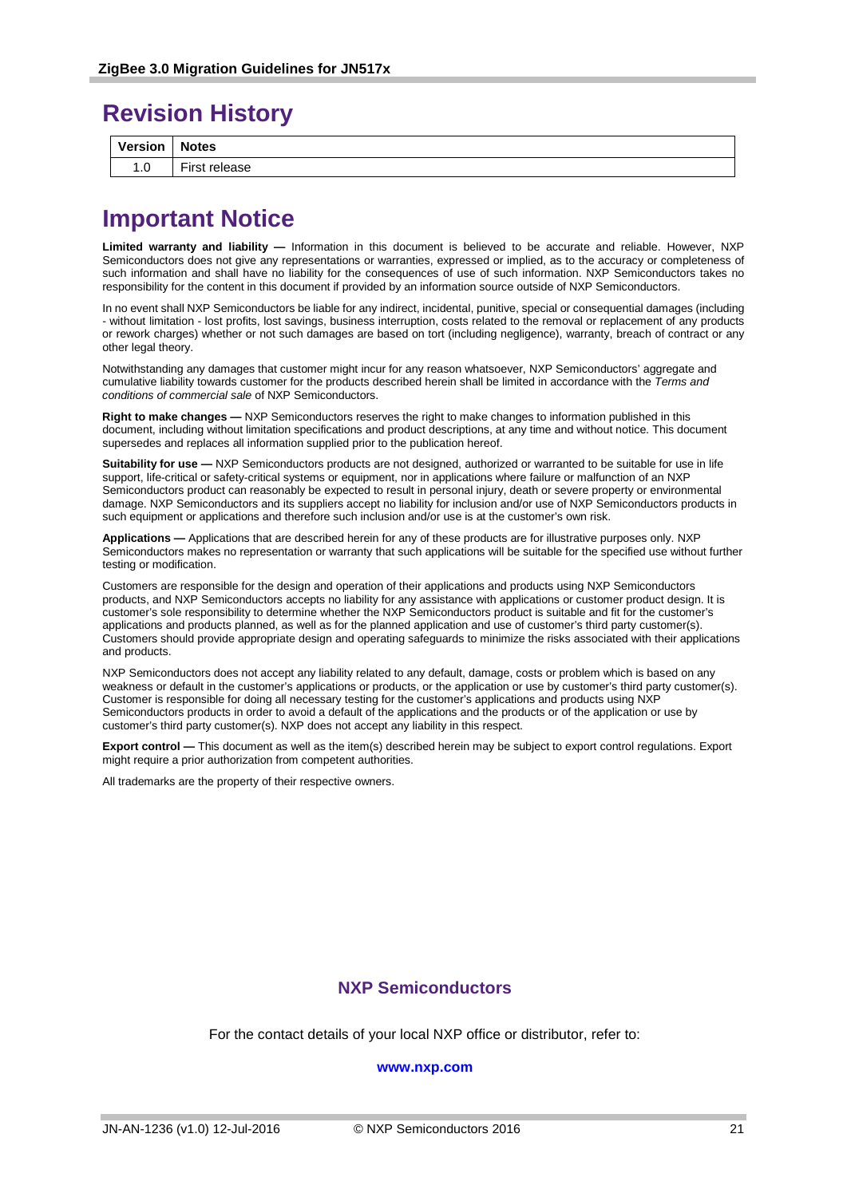# Revision History

| Version | Notes |
|---|---|
| 1.0 | First release |

# Important Notice

**Limited warranty and liability —** Information in this document is believed to be accurate and reliable. However, NXP Semiconductors does not give any representations or warranties, expressed or implied, as to the accuracy or completeness of such information and shall have no liability for the consequences of use of such information. NXP Semiconductors takes no responsibility for the content in this document if provided by an information source outside of NXP Semiconductors.

In no event shall NXP Semiconductors be liable for any indirect, incidental, punitive, special or consequential damages (including - without limitation - lost profits, lost savings, business interruption, costs related to the removal or replacement of any products or rework charges) whether or not such damages are based on tort (including negligence), warranty, breach of contract or any other legal theory.

Notwithstanding any damages that customer might incur for any reason whatsoever, NXP Semiconductors' aggregate and cumulative liability towards customer for the products described herein shall be limited in accordance with the *Terms and conditions of commercial sale* of NXP Semiconductors.

**Right to make changes —** NXP Semiconductors reserves the right to make changes to information published in this document, including without limitation specifications and product descriptions, at any time and without notice. This document supersedes and replaces all information supplied prior to the publication hereof.

**Suitability for use —** NXP Semiconductors products are not designed, authorized or warranted to be suitable for use in life support, life-critical or safety-critical systems or equipment, nor in applications where failure or malfunction of an NXP Semiconductors product can reasonably be expected to result in personal injury, death or severe property or environmental damage. NXP Semiconductors and its suppliers accept no liability for inclusion and/or use of NXP Semiconductors products in such equipment or applications and therefore such inclusion and/or use is at the customer's own risk.

**Applications —** Applications that are described herein for any of these products are for illustrative purposes only. NXP Semiconductors makes no representation or warranty that such applications will be suitable for the specified use without further testing or modification.

Customers are responsible for the design and operation of their applications and products using NXP Semiconductors products, and NXP Semiconductors accepts no liability for any assistance with applications or customer product design. It is customer's sole responsibility to determine whether the NXP Semiconductors product is suitable and fit for the customer's applications and products planned, as well as for the planned application and use of customer's third party customer(s). Customers should provide appropriate design and operating safeguards to minimize the risks associated with their applications and products.

NXP Semiconductors does not accept any liability related to any default, damage, costs or problem which is based on any weakness or default in the customer's applications or products, or the application or use by customer's third party customer(s). Customer is responsible for doing all necessary testing for the customer's applications and products using NXP Semiconductors products in order to avoid a default of the applications and the products or of the application or use by customer's third party customer(s). NXP does not accept any liability in this respect.

**Export control —** This document as well as the item(s) described herein may be subject to export control regulations. Export might require a prior authorization from competent authorities.

All trademarks are the property of their respective owners.

**NXP Semiconductors**

For the contact details of your local NXP office or distributor, refer to:

**www.nxp.com**